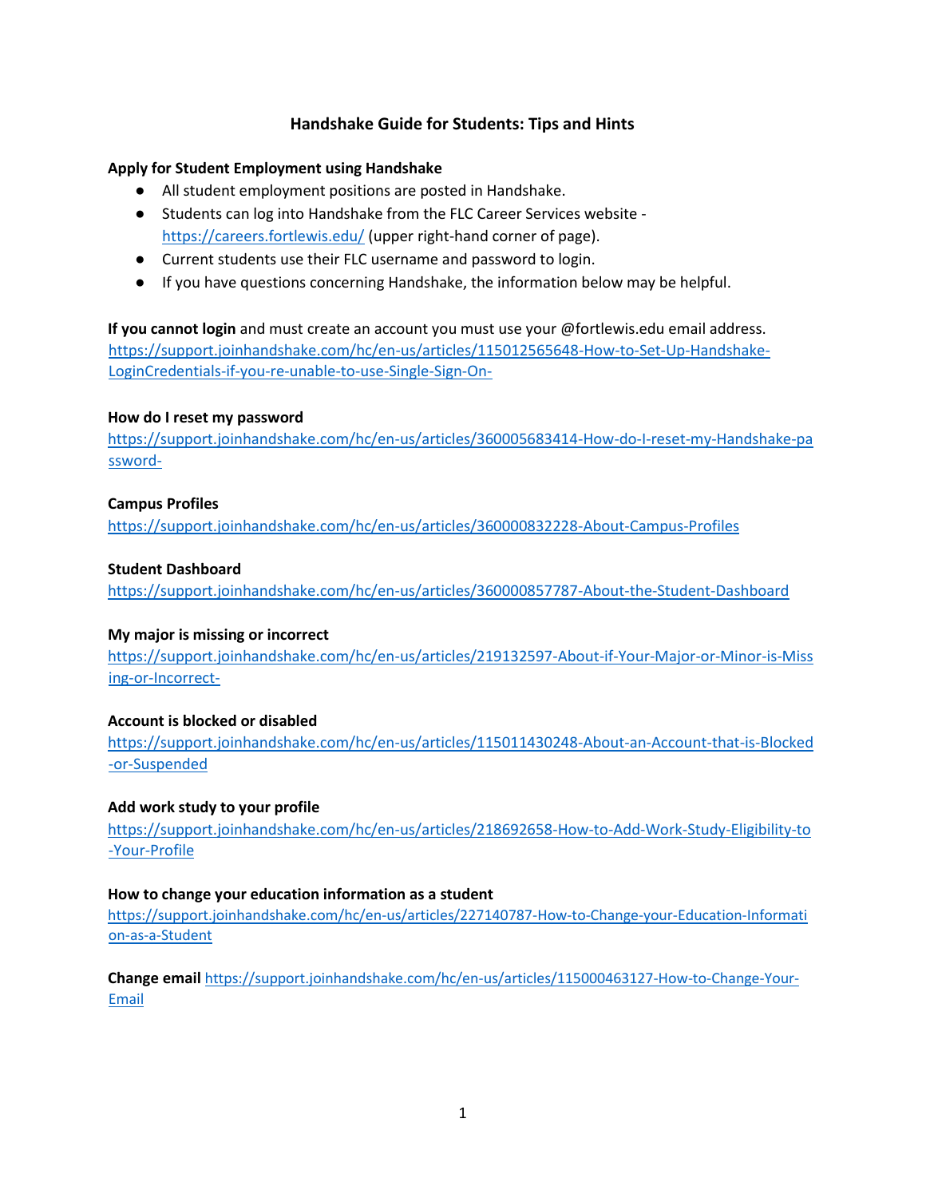# Handshake Guide for Students: Tips and Hints

**Apply for Student Employment using Handshake**

- All student employment positions are posted in Handshake.
- Students can log into Handshake from the FLC Career Services website - https://careers.fortlewis.edu/ (upper right-hand corner of page).
- Current students use their FLC username and password to login.
- If you have questions concerning Handshake, the information below may be helpful.

**If you cannot login** and must create an account you must use your @fortlewis.edu email address. https://support.joinhandshake.com/hc/en-us/articles/115012565648-How-to-Set-Up-Handshake-LoginCredentials-if-you-re-unable-to-use-Single-Sign-On-

**How do I reset my password**
https://support.joinhandshake.com/hc/en-us/articles/360005683414-How-do-I-reset-my-Handshake-password-

**Campus Profiles**
https://support.joinhandshake.com/hc/en-us/articles/360000832228-About-Campus-Profiles

**Student Dashboard**
https://support.joinhandshake.com/hc/en-us/articles/360000857787-About-the-Student-Dashboard

**My major is missing or incorrect**
https://support.joinhandshake.com/hc/en-us/articles/219132597-About-if-Your-Major-or-Minor-is-Missing-or-Incorrect-

**Account is blocked or disabled**
https://support.joinhandshake.com/hc/en-us/articles/115011430248-About-an-Account-that-is-Blocked-or-Suspended

**Add work study to your profile**
https://support.joinhandshake.com/hc/en-us/articles/218692658-How-to-Add-Work-Study-Eligibility-to-Your-Profile

**How to change your education information as a student**
https://support.joinhandshake.com/hc/en-us/articles/227140787-How-to-Change-your-Education-Information-as-a-Student

**Change email** https://support.joinhandshake.com/hc/en-us/articles/115000463127-How-to-Change-Your-Email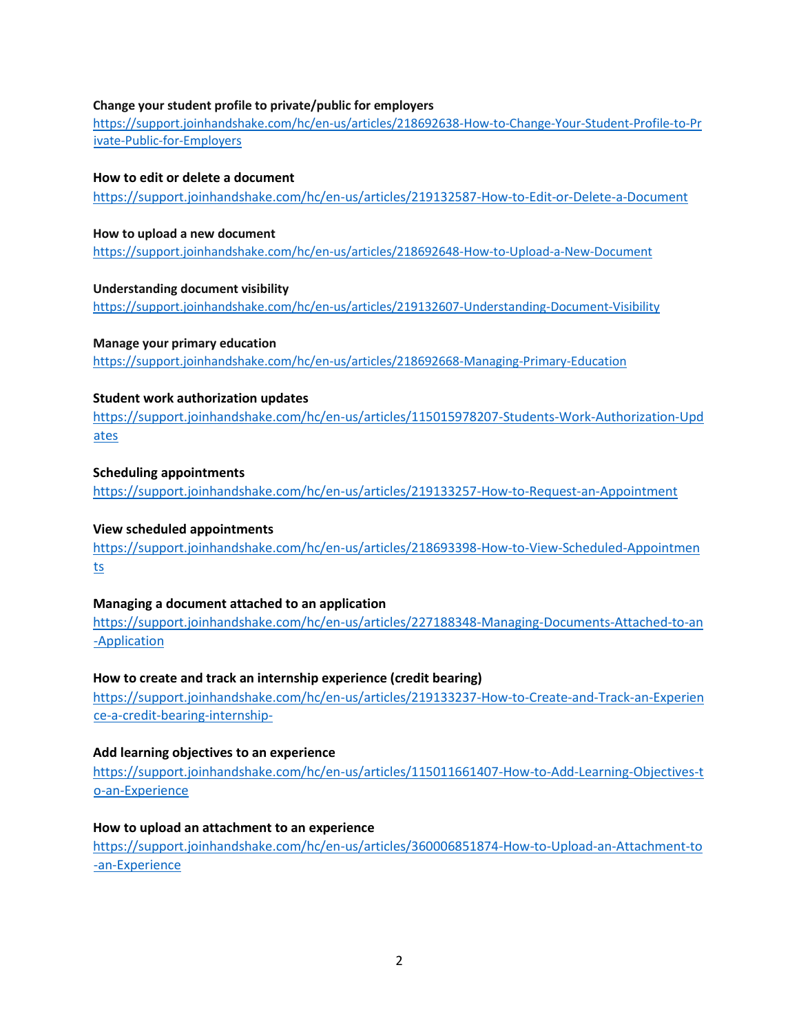**Change your student profile to private/public for employers**
https://support.joinhandshake.com/hc/en-us/articles/218692638-How-to-Change-Your-Student-Profile-to-Private-Public-for-Employers

**How to edit or delete a document**
https://support.joinhandshake.com/hc/en-us/articles/219132587-How-to-Edit-or-Delete-a-Document

**How to upload a new document**
https://support.joinhandshake.com/hc/en-us/articles/218692648-How-to-Upload-a-New-Document

**Understanding document visibility**
https://support.joinhandshake.com/hc/en-us/articles/219132607-Understanding-Document-Visibility

**Manage your primary education**
https://support.joinhandshake.com/hc/en-us/articles/218692668-Managing-Primary-Education

**Student work authorization updates**
https://support.joinhandshake.com/hc/en-us/articles/115015978207-Students-Work-Authorization-Updates

**Scheduling appointments**
https://support.joinhandshake.com/hc/en-us/articles/219133257-How-to-Request-an-Appointment

**View scheduled appointments**
https://support.joinhandshake.com/hc/en-us/articles/218693398-How-to-View-Scheduled-Appointments

**Managing a document attached to an application**
https://support.joinhandshake.com/hc/en-us/articles/227188348-Managing-Documents-Attached-to-an-Application

**How to create and track an internship experience (credit bearing)**
https://support.joinhandshake.com/hc/en-us/articles/219133237-How-to-Create-and-Track-an-Experience-a-credit-bearing-internship-

**Add learning objectives to an experience**
https://support.joinhandshake.com/hc/en-us/articles/115011661407-How-to-Add-Learning-Objectives-to-an-Experience

**How to upload an attachment to an experience**
https://support.joinhandshake.com/hc/en-us/articles/360006851874-How-to-Upload-an-Attachment-to-an-Experience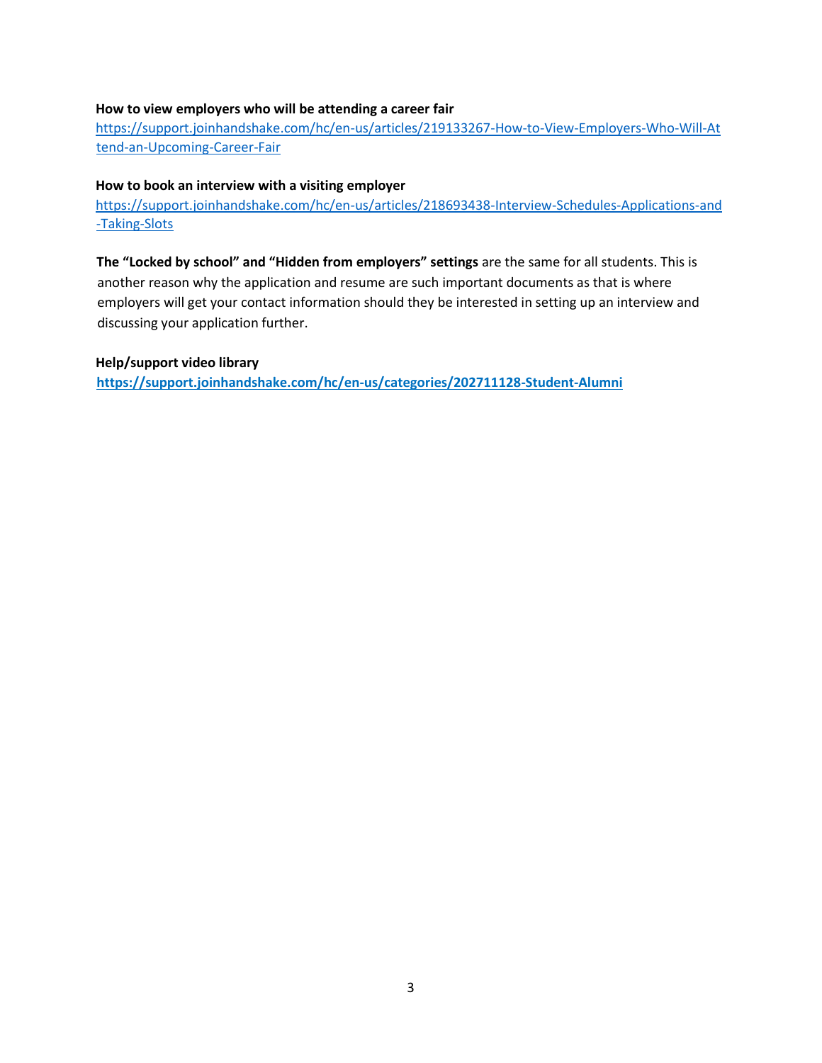**How to view employers who will be attending a career fair**
https://support.joinhandshake.com/hc/en-us/articles/219133267-How-to-View-Employers-Who-Will-Attend-an-Upcoming-Career-Fair

**How to book an interview with a visiting employer**
https://support.joinhandshake.com/hc/en-us/articles/218693438-Interview-Schedules-Applications-and-Taking-Slots

**The "Locked by school" and "Hidden from employers" settings** are the same for all students. This is another reason why the application and resume are such important documents as that is where employers will get your contact information should they be interested in setting up an interview and discussing your application further.

**Help/support video library**
**https://support.joinhandshake.com/hc/en-us/categories/202711128-Student-Alumni**